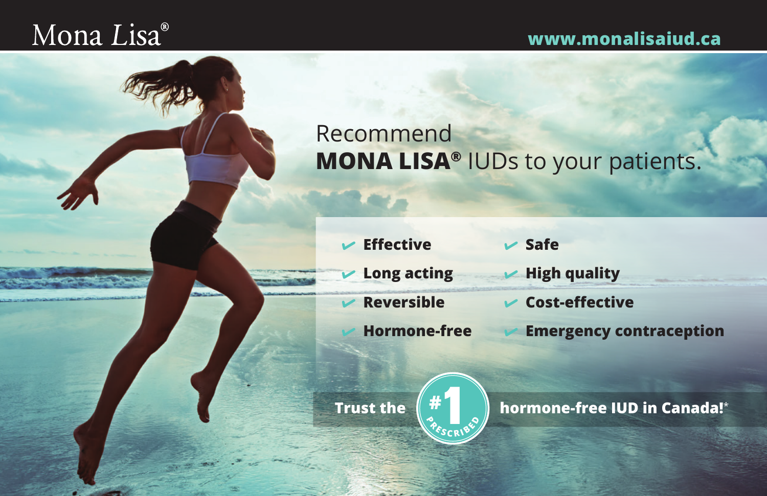Mona Lisa®

www.monalisaiud.ca

# Recommend **MONA LISA®** IUDs to your patients.

- **Effective**
- **Long acting**
- **Reversible**
- **Hormone-free**
- **Safe**
- **High quality**
- **Cost-effective**
- **Emergency contraception**

**Trust the #1 PRESCRIBED hormone-free IUD in Canada!***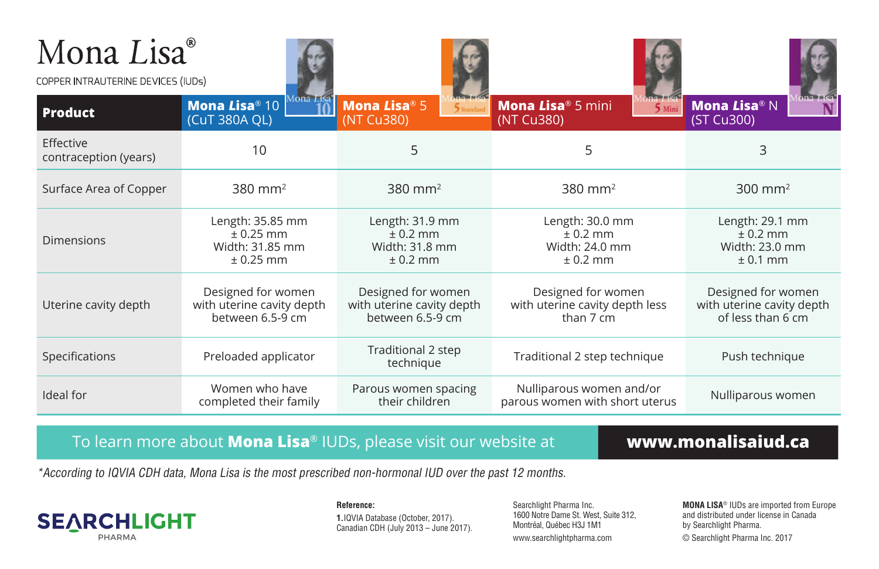# Mona Lisa®

COPPER INTRAUTERINE DEVICES (IUDs)

| Product | **Mona Lisa**® 10 (CuT 380A QL) | **Mona Lisa**® 5 (NT Cu380) | **Mona Lisa**® 5 mini (NT Cu380) | **Mona Lisa**® N (ST Cu300) |
|---|---|---|---|---|
| Effective contraception (years) | 10 | 5 | 5 | 3 |
| Surface Area of Copper | 380 $mm^2$ | 380 $mm^2$ | 380 $mm^2$ | 300 $mm^2$ |
| Dimensions | Length: 35.85 mm ± 0.25 mm Width: 31.85 mm ± 0.25 mm | Length: 31.9 mm ± 0.2 mm Width: 31.8 mm ± 0.2 mm | Length: 30.0 mm ± 0.2 mm Width: 24.0 mm ± 0.2 mm | Length: 29.1 mm ± 0.2 mm Width: 23.0 mm ± 0.1 mm |
| Uterine cavity depth | Designed for women with uterine cavity depth between 6.5-9 cm | Designed for women with uterine cavity depth between 6.5-9 cm | Designed for women with uterine cavity depth less than 7 cm | Designed for women with uterine cavity depth of less than 6 cm |
| Specifications | Preloaded applicator | Traditional 2 step technique | Traditional 2 step technique | Push technique |
| Ideal for | Women who have completed their family | Parous women spacing their children | Nulliparous women and/or parous women with short uterus | Nulliparous women |

To learn more about **Mona Lisa**® IUDs, please visit our website at **www.monalisaiud.ca**

*\*According to IQVIA CDH data, Mona Lisa is the most prescribed non-hormonal IUD over the past 12 months.*

SEARCHLIGHT PHARMA

**Reference:**
**1.** IQVIA Database (October, 2017). Canadian CDH (July 2013 – June 2017).

Searchlight Pharma Inc.
1600 Notre Dame St. West, Suite 312,
Montréal, Québec H3J 1M1
www.searchlightpharma.com

**MONA LISA**® IUDs are imported from Europe and distributed under license in Canada by Searchlight Pharma.
© Searchlight Pharma Inc. 2017